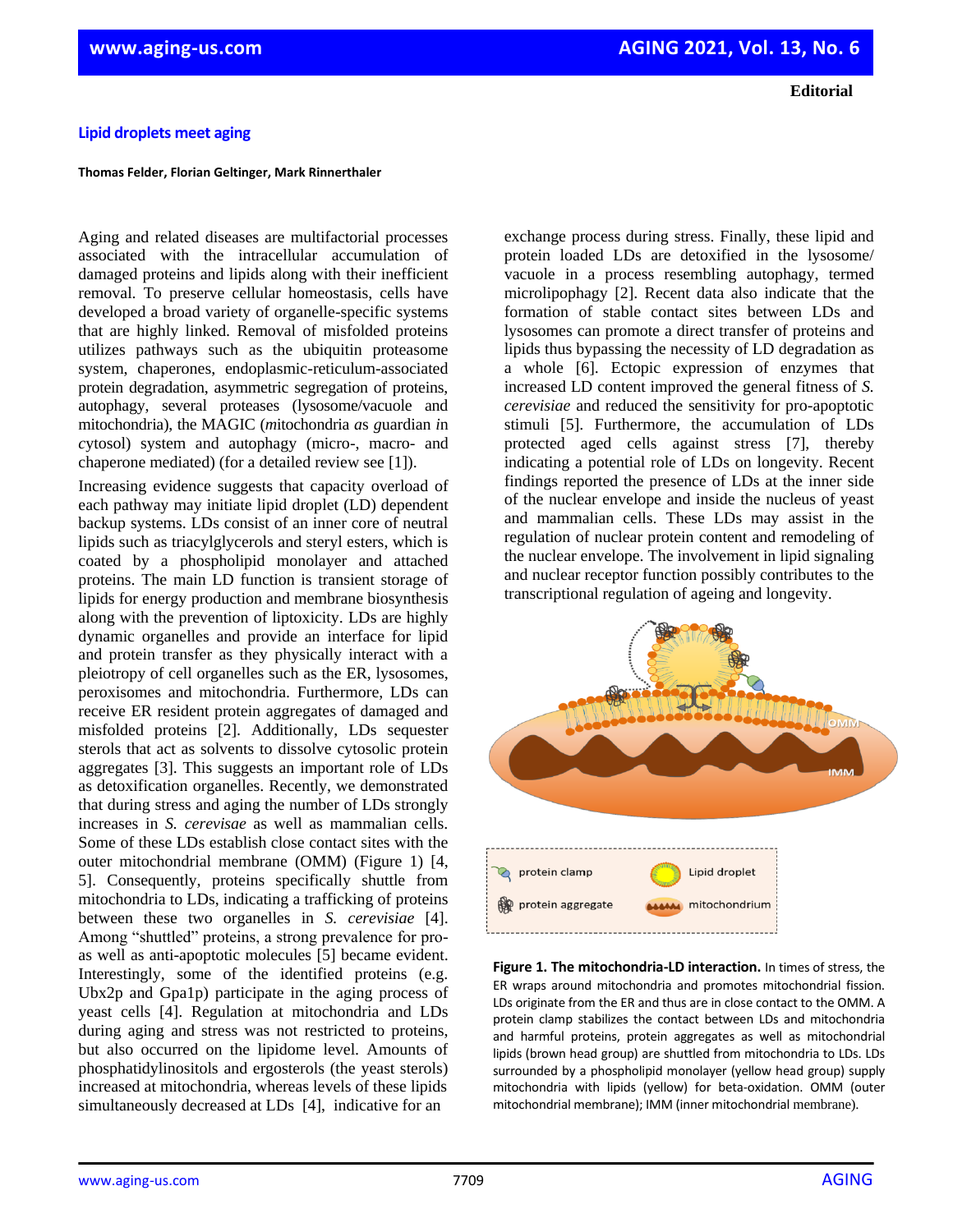**Editorial**

# Lipid droplets meet aging

**Thomas Felder, Florian Geltinger, Mark Rinnerthaler**

Aging and related diseases are multifactorial processes associated with the intracellular accumulation of damaged proteins and lipids along with their inefficient removal. To preserve cellular homeostasis, cells have developed a broad variety of organelle-specific systems that are highly linked. Removal of misfolded proteins utilizes pathways such as the ubiquitin proteasome system, chaperones, endoplasmic-reticulum-associated protein degradation, asymmetric segregation of proteins, autophagy, several proteases (lysosome/vacuole and mitochondria), the MAGIC (*m*itochondria *a*s *g*uardian *i*n *c*ytosol) system and autophagy (micro-, macro- and chaperone mediated) (for a detailed review see [1]).

Increasing evidence suggests that capacity overload of each pathway may initiate lipid droplet (LD) dependent backup systems. LDs consist of an inner core of neutral lipids such as triacylglycerols and steryl esters, which is coated by a phospholipid monolayer and attached proteins. The main LD function is transient storage of lipids for energy production and membrane biosynthesis along with the prevention of liptoxicity. LDs are highly dynamic organelles and provide an interface for lipid and protein transfer as they physically interact with a pleiotropy of cell organelles such as the ER, lysosomes, peroxisomes and mitochondria. Furthermore, LDs can receive ER resident protein aggregates of damaged and misfolded proteins [2]. Additionally, LDs sequester sterols that act as solvents to dissolve cytosolic protein aggregates [3]. This suggests an important role of LDs as detoxification organelles. Recently, we demonstrated that during stress and aging the number of LDs strongly increases in *S. cerevisae* as well as mammalian cells. Some of these LDs establish close contact sites with the outer mitochondrial membrane (OMM) (Figure 1) [4, 5]. Consequently, proteins specifically shuttle from mitochondria to LDs, indicating a trafficking of proteins between these two organelles in *S. cerevisiae* [4]. Among "shuttled" proteins, a strong prevalence for pro- as well as anti-apoptotic molecules [5] became evident. Interestingly, some of the identified proteins (e.g. Ubx2p and Gpa1p) participate in the aging process of yeast cells [4]. Regulation at mitochondria and LDs during aging and stress was not restricted to proteins, but also occurred on the lipidome level. Amounts of phosphatidylinositols and ergosterols (the yeast sterols) increased at mitochondria, whereas levels of these lipids simultaneously decreased at LDs [4], indicative for an exchange process during stress. Finally, these lipid and protein loaded LDs are detoxified in the lysosome/ vacuole in a process resembling autophagy, termed microlipophagy [2]. Recent data also indicate that the formation of stable contact sites between LDs and lysosomes can promote a direct transfer of proteins and lipids thus bypassing the necessity of LD degradation as a whole [6]. Ectopic expression of enzymes that increased LD content improved the general fitness of *S. cerevisiae* and reduced the sensitivity for pro-apoptotic stimuli [5]. Furthermore, the accumulation of LDs protected aged cells against stress [7], thereby indicating a potential role of LDs on longevity. Recent findings reported the presence of LDs at the inner side of the nuclear envelope and inside the nucleus of yeast and mammalian cells. These LDs may assist in the regulation of nuclear protein content and remodeling of the nuclear envelope. The involvement in lipid signaling and nuclear receptor function possibly contributes to the transcriptional regulation of ageing and longevity.

**Figure 1. The mitochondria-LD interaction.** In times of stress, the ER wraps around mitochondria and promotes mitochondrial fission. LDs originate from the ER and thus are in close contact to the OMM. A protein clamp stabilizes the contact between LDs and mitochondria and harmful proteins, protein aggregates as well as mitochondrial lipids (brown head group) are shuttled from mitochondria to LDs. LDs surrounded by a phospholipid monolayer (yellow head group) supply mitochondria with lipids (yellow) for beta-oxidation. OMM (outer mitochondrial membrane); IMM (inner mitochondrial membrane).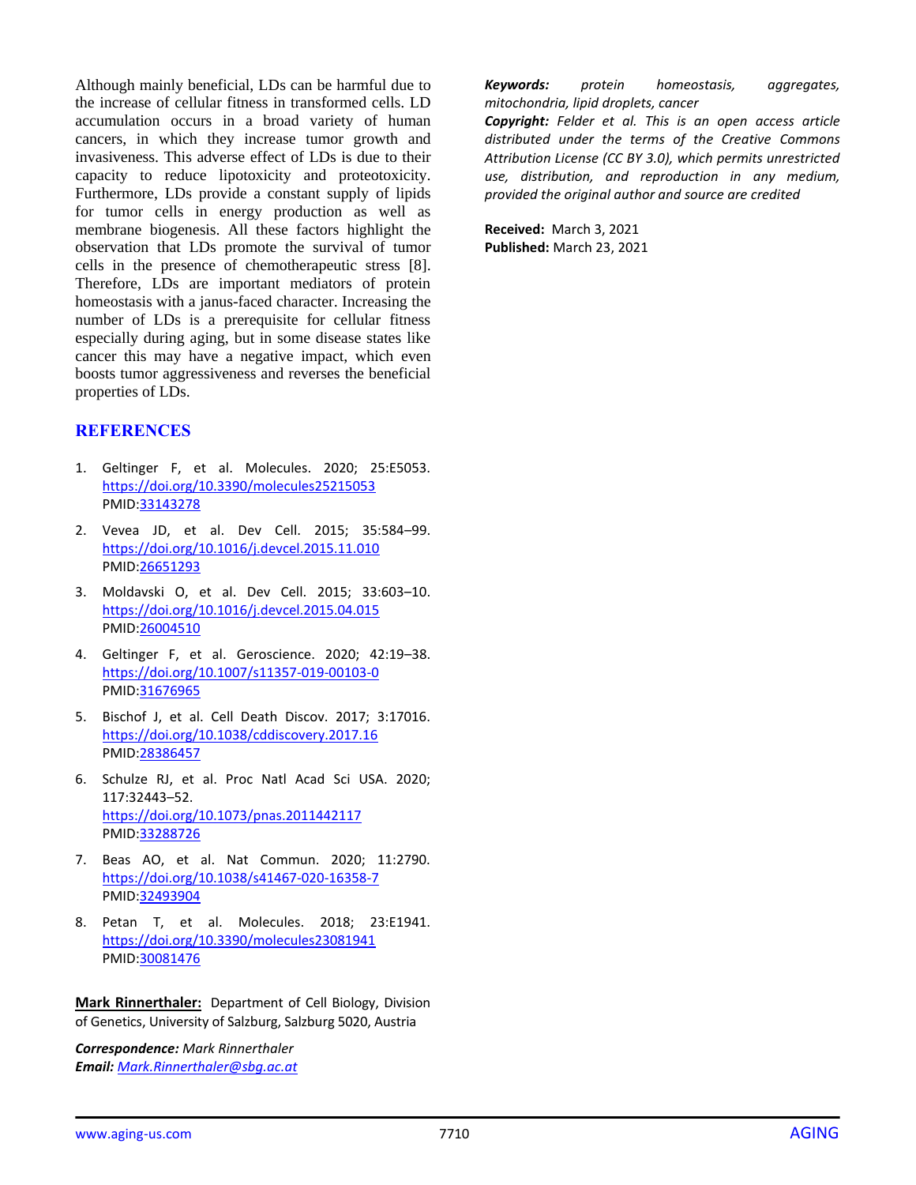Although mainly beneficial, LDs can be harmful due to the increase of cellular fitness in transformed cells. LD accumulation occurs in a broad variety of human cancers, in which they increase tumor growth and invasiveness. This adverse effect of LDs is due to their capacity to reduce lipotoxicity and proteotoxicity. Furthermore, LDs provide a constant supply of lipids for tumor cells in energy production as well as membrane biogenesis. All these factors highlight the observation that LDs promote the survival of tumor cells in the presence of chemotherapeutic stress [8]. Therefore, LDs are important mediators of protein homeostasis with a janus-faced character. Increasing the number of LDs is a prerequisite for cellular fitness especially during aging, but in some disease states like cancer this may have a negative impact, which even boosts tumor aggressiveness and reverses the beneficial properties of LDs.

## REFERENCES

1. Geltinger F, et al. Molecules. 2020; 25:E5053. https://doi.org/10.3390/molecules25215053 PMID:33143278
2. Vevea JD, et al. Dev Cell. 2015; 35:584–99. https://doi.org/10.1016/j.devcel.2015.11.010 PMID:26651293
3. Moldavski O, et al. Dev Cell. 2015; 33:603–10. https://doi.org/10.1016/j.devcel.2015.04.015 PMID:26004510
4. Geltinger F, et al. Geroscience. 2020; 42:19–38. https://doi.org/10.1007/s11357-019-00103-0 PMID:31676965
5. Bischof J, et al. Cell Death Discov. 2017; 3:17016. https://doi.org/10.1038/cddiscovery.2017.16 PMID:28386457
6. Schulze RJ, et al. Proc Natl Acad Sci USA. 2020; 117:32443–52. https://doi.org/10.1073/pnas.2011442117 PMID:33288726
7. Beas AO, et al. Nat Commun. 2020; 11:2790. https://doi.org/10.1038/s41467-020-16358-7 PMID:32493904
8. Petan T, et al. Molecules. 2018; 23:E1941. https://doi.org/10.3390/molecules23081941 PMID:30081476

**Mark Rinnerthaler:** Department of Cell Biology, Division of Genetics, University of Salzburg, Salzburg 5020, Austria

***Correspondence:*** *Mark Rinnerthaler*
***Email:*** *Mark.Rinnerthaler@sbg.ac.at*

***Keywords:*** *protein homeostasis, aggregates, mitochondria, lipid droplets, cancer*
***Copyright:*** *Felder et al. This is an open access article distributed under the terms of the Creative Commons Attribution License (CC BY 3.0), which permits unrestricted use, distribution, and reproduction in any medium, provided the original author and source are credited*

**Received:** March 3, 2021
**Published:** March 23, 2021